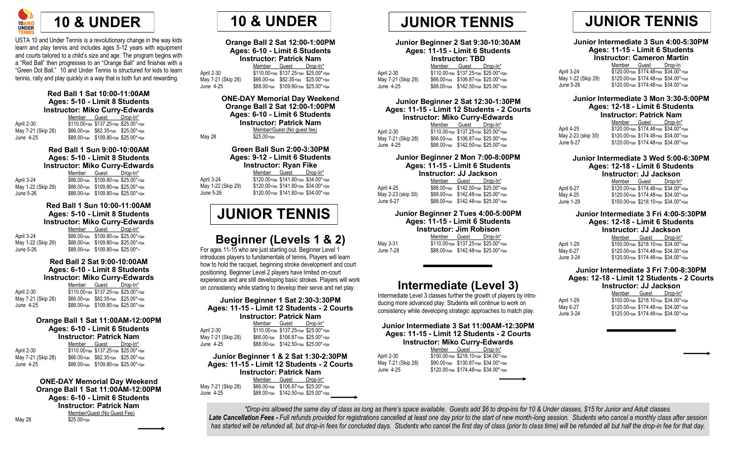# 10 & UNDER

USTA 10 and Under Tennis is a revolutionary change in the way kids learn and play tennis and includes ages 5-12 years with equipment and courts tailored to a child's size and age. The program begins with a "Red Ball" then progresses to an "Orange Ball" and finishes with a "Green Dot Ball." 10 and Under Tennis is structured for kids to learn tennis, rally and play quickly in a way that is both fun and rewarding.

### Red Ball 1 Sat 10:00-11:00AM
### Ages: 5-10 - Limit 8 Students
### Instructor: Miko Curry-Edwards

| | Member | Guest | Drop-In* |
|---|---|---|---|
| April 2-30 | $110.00+tax | $137.25+tax | $25.00*+tax |
| May 7-21 (Skip 28) | $66.00+tax | $82.35+tax | $25.00*+tax |
| June 4-25 | $88.00+tax | $109.80+tax | $25.00*+tax |

### Red Ball 1 Sun 9:00-10:00AM
### Ages: 5-10 - Limit 8 Students
### Instructor: Miko Curry-Edwards

| | Member | Guest | Drop-In* |
|---|---|---|---|
| April 3-24 | $88.00+tax | $109.80+tax | $25.00*+tax |
| May 1-22 (Skip 29) | $88.00+tax | $109.80+tax | $25.00*+tax |
| June 5-26 | $88.00+tax | $109.80+tax | $25.00*+tax |

### Red Ball 1 Sun 10:00-11:00AM
### Ages: 5-10 - Limit 8 Students
### Instructor: Miko Curry-Edwards

| | Member | Guest | Drop-In* |
|---|---|---|---|
| April 3-24 | $88.00+tax | $109.80+tax | $25.00*+tax |
| May 1-22 (Skip 29) | $88.00+tax | $109.80+tax | $25.00*+tax |
| June 5-26 | $88.00+tax | $109.80+tax | $25.00*+ |

### Red Ball 2 Sat 9:00-10:00AM
### Ages: 6-10 - Limit 8 Students
### Instructor: Miko Curry-Edwards

| | Member | Guest | Drop-In* |
|---|---|---|---|
| April 2-30 | $110.00+tax | $137.25+tax | $25.00*+tax |
| May 7-21 (Skip 28) | $66.00+tax | $82.35+tax | $25.00*+tax |
| June 4-25 | $88.00+tax | $109.80+tax | $25.00*+tax |

### Orange Ball 1 Sat 11:00AM-12:00PM
### Ages: 6-10 - Limit 6 Students
### Instructor: Patrick Nam

| | Member | Guest | Drop-In* |
|---|---|---|---|
| April 2-30 | $110.00+tax | $137.25+tax | $25.00*+tax |
| May 7-21 (Skip 28) | $66.00+tax | $82.35+tax | $25.00*+tax |
| June 4-25 | $88.00+tax | $109.80+tax | $25.00*+tax |

### ONE-DAY Memorial Day Weekend
### Orange Ball 1 Sat 11:00AM-12:00PM
### Ages: 6-10 - Limit 6 Students
### Instructor: Patrick Nam

| | Member/Guest (No Guest Fee) |
|---|---|
| May 28 | $25.00+tax |

# 10 & UNDER

### Orange Ball 2 Sat 12:00-1:00PM
### Ages: 6-10 - Limit 6 Students
### Instructor: Patrick Nam

| | Member | Guest | Drop-In* |
|---|---|---|---|
| April 2-30 | $110.00+tax | $137.25+tax | $25.00*+tax |
| May 7-21 (Skip 28) | $66.00+tax | $82.35+tax | $25.00*+tax |
| June 4-25 | $88.00+tax | $109.80+tax | $25.00*+tax |

### ONE-DAY Memorial Day Weekend
### Orange Ball 2 Sat 12:00-1:00PM
### Ages: 6-10 - Limit 6 Students
### Instructor: Patrick Nam

| | Member/Guest (No guest fee) |
|---|---|
| May 28 | $25.00+tax |

### Green Ball Sun 2:00-3:30PM
### Ages: 9-12 - Limit 6 Students
### Instructor: Ryan Fike

| | Member | Guest | Drop-In* |
|---|---|---|---|
| April 3-24 | $120.00+tax | $141.80+tax | $34.00*+tax |
| May 1-22 (Skip 29) | $120.00+tax | $141.80+tax | $34.00*+tax |
| June 5-26 | $120.00+tax | $141.80+tax | $34.00*+tax |

# JUNIOR TENNIS

## Beginner (Levels 1 & 2)

For ages 11-15 who are just starting out. Beginner Level 1 introduces players to fundamentals of tennis. Players will learn how to hold the racquet, beginning stroke development and court positioning. Beginner Level 2 players have limited on-court experience and are still developing basic strokes. Players will work on consistency while starting to develop their serve and net play.

### Junior Beginner 1 Sat 2:30-3:30PM
### Ages: 11-15 - Limit 12 Students - 2 Courts
### Instructor: Patrick Nam

| | Member | Guest | Drop-In* |
|---|---|---|---|
| April 2-30 | $110.00+tax | $137.25+tax | $25.00*+tax |
| May 7-21 (Skip 28) | $66.00+tax | $106.87+tax | $25.00*+tax |
| June 4-25 | $88.00+tax | $142.50+tax | $25.00*+tax |

### Junior Beginner 1 & 2 Sat 1:30-2:30PM
### Ages: 11-15 - Limit 12 Students - 2 Courts
### Instructor: Patrick Nam

| | Member | Guest | Drop-In* |
|---|---|---|---|
| May 7-21 (Skip 28) | $66.00+tax | $106.87+tax | $25.00*+tax |
| June 4-25 | $88.00+tax | $142.50+tax | $25.00*+tax |

# JUNIOR TENNIS

### Junior Beginner 2 Sat 9:30-10:30AM
### Ages: 11-15 - Limit 6 Students
### Instructor: TBD

| | Member | Guest | Drop-In* |
|---|---|---|---|
| April 2-30 | $110.00+tax | $137.25+tax | $25.00*+tax |
| May 7-21 (Skip 28) | $66.00+tax | $106.87+tax | $25.00*+tax |
| June 4-25 | $88.00+tax | $142.50+tax | $25.00*+tax |

### Junior Beginner 2 Sat 12:30-1:30PM
### Ages: 11-15 - Limit 12 Students - 2 Courts
### Instructor: Miko Curry-Edwards

| | Member | Guest | Drop-In* |
|---|---|---|---|
| April 2-30 | $110.00+tax | $137.25+tax | $25.00*+tax |
| May 7-21 (Skip 28) | $66.00+tax | $106.87+tax | $25.00*+tax |
| June 4-25 | $88.00+tax | $142.50+tax | $25.00*+tax |

### Junior Beginner 2 Mon 7:00-8:00PM
### Ages: 11-15 - Limit 6 Students
### Instructor: JJ Jackson

| | Member | Guest | Drop-In* |
|---|---|---|---|
| April 4-25 | $88.00+tax | $142.50+tax | $25.00*+tax |
| May 2-23 (skip 30) | $88.00+tax | $142.48+tax | $25.00*+tax |
| June 6-27 | $88.00+tax | $142.48+tax | $25.00*+tax |

### Junior Beginner 2 Tues 4:00-5:00PM
### Ages: 11-15 - Limit 6 Students
### Instructor: Jim Robison

| | Member | Guest | Drop-In* |
|---|---|---|---|
| May 3-31 | $110.00+tax | $137.25+tax | $25.00*+tax |
| June 7-28 | $88.00+tax | $142.48+tax | $25.00*+tax |

## Intermediate (Level 3)

Intermediate Level 3 classes further the growth of players by introducing more advanced play. Students will continue to work on consistency while developing strategic approaches to match play.

### Junior Intermediate 3 Sat 11:00AM-12:30PM
### Ages: 11-15 - Limit 12 Students - 2 Courts
### Instructor: Miko Curry-Edwards

| | Member | Guest | Drop-In* |
|---|---|---|---|
| April 2-30 | $150.00+tax | $218.10+tax | $34.00*+tax |
| May 7-21 (Skip 28) | $90.00+tax | $130.87+tax | $34.00*+tax |
| June 4-25 | $120.00+tax | $174.48+tax | $34.00*+tax |

# JUNIOR TENNIS

### Junior Intermediate 3 Sun 4:00-5:30PM
### Ages: 11-15 - Limit 6 Students
### Instructor: Cameron Martin

| | Member | Guest | Drop-In |
|---|---|---|---|
| April 3-24 | $120.00+tax | $174.48+tax | $34.00*+tax |
| May 1-22 (Skip 29) | $120.00+tax | $174.48+tax | $34.00*+tax |
| June 5-26 | $120.00+tax | $174.48+tax | $34.00*+tax |

### Junior Intermediate 3 Mon 3:30-5:00PM
### Ages: 12-18 - Limit 6 Students
### Instructor: Patrick Nam

| | Member | Guest | Drop-In* |
|---|---|---|---|
| April 4-25 | $120.00+tax | $174.48+tax | $34.00*+tax |
| May 2-23 (skip 30) | $120.00+tax | $174.48+tax | $34.00*+tax |
| June 6-27 | $120.00+tax | $174.48+tax | $34.00*+tax |

### Junior Intermediate 3 Wed 5:00-6:30PM
### Ages: 12-18 - Limit 6 Students
### Instructor: JJ Jackson

| | Member | Guest | Drop-In* |
|---|---|---|---|
| April 6-27 | $120.00+tax | $174.48+tax | $34.00*+tax |
| May 4-25 | $120.00+tax | $174.48+tax | $34.00*+tax |
| June 1-29 | $150.00+tax | $218.10+tax | $34.00*+tax |

### Junior Intermediate 3 Fri 4:00-5:30PM
### Ages: 12-18 - Limit 6 Students
### Instructor: JJ Jackson

| | Member | Guest | Drop-In* |
|---|---|---|---|
| April 1-29 | $150.00+tax | $218.10+tax | $34.00*+tax |
| May 6-27 | $120.00+tax | $174.48+tax | $34.00*+tax |
| June 3-24 | $120.00+tax | $174.48+tax | $34.00*+tax |

### Junior Intermediate 3 Fri 7:00-8:30PM
### Ages: 12-18 - Limit 12 Students - 2 Courts
### Instructor: JJ Jackson

| | Member | Guest | Drop-In* |
|---|---|---|---|
| April 1-29 | $150.00+tax | $218.10+tax | $34.00*+tax |
| May 6-27 | $120.00+tax | $174.48+tax | $34.00*+tax |
| June 3-24 | $120.00+tax | $174.48+tax | $34.00*+tax |

*\*Drop-ins allowed the same day of class as long as there's space available. Guests add $6 to drop-ins for 10 & Under classes, $15 for Junior and Adult classes.*

***Late Cancellation Fees -*** *Full refunds provided for registrations cancelled at least one day prior to the start of new month-long session. Students who cancel a monthly class after session has started will be refunded all, but drop-in fees for concluded days. Students who cancel the first day of class (prior to class time) will be refunded all but half the drop-in fee for that day.*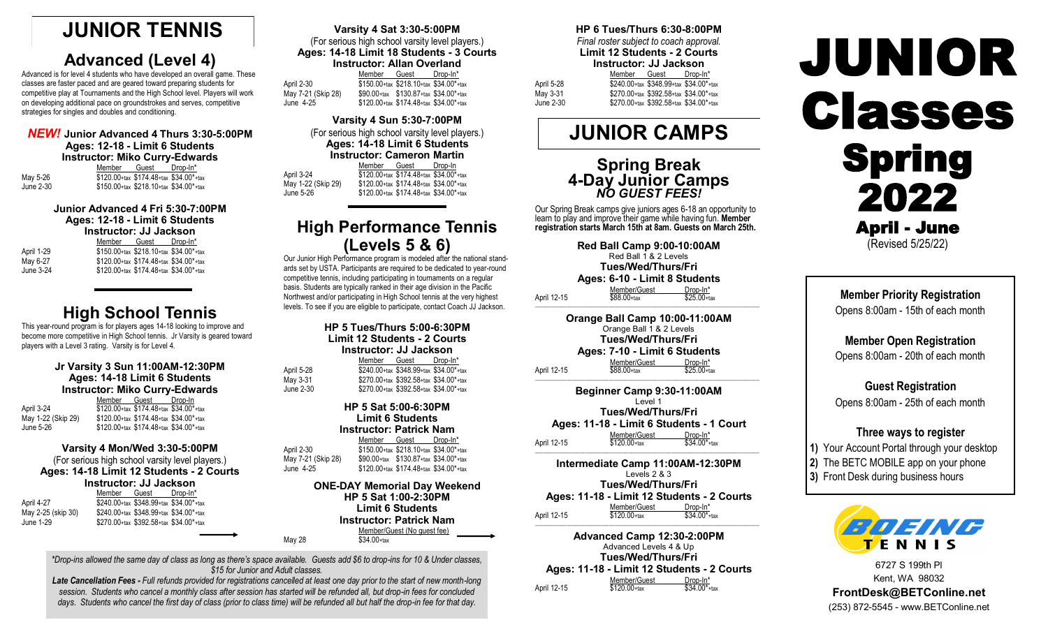# JUNIOR TENNIS

## Advanced (Level 4)

Advanced is for level 4 students who have developed an overall game. These classes are faster paced and are geared toward preparing students for competitive play at Tournaments and the High School level. Players will work on developing additional pace on groundstrokes and serves, competitive strategies for singles and doubles and conditioning.

### *NEW!* Junior Advanced 4 Thurs 3:30-5:00PM

**Ages: 12-18 - Limit 6 Students**
**Instructor: Miko Curry-Edwards**

| | Member | Guest | Drop-In* |
|---|---|---|---|
| May 5-26 | $120.00+tax | $174.48+tax | $34.00*+tax |
| June 2-30 | $150.00+tax | $218.10+tax | $34.00*+tax |

### Junior Advanced 4 Fri 5:30-7:00PM

**Ages: 12-18 - Limit 6 Students**
**Instructor: JJ Jackson**

| | Member | Guest | Drop-In* |
|---|---|---|---|
| April 1-29 | $150.00+tax | $218.10+tax | $34.00*+tax |
| May 6-27 | $120.00+tax | $174.48+tax | $34.00*+tax |
| June 3-24 | $120.00+tax | $174.48+tax | $34.00*+tax |

## High School Tennis

This year-round program is for players ages 14-18 looking to improve and become more competitive in High School tennis. Jr Varsity is geared toward players with a Level 3 rating. Varsity is for Level 4.

### Jr Varsity 3 Sun 11:00AM-12:30PM

**Ages: 14-18 Limit 6 Students**
**Instructor: Miko Curry-Edwards**

| | Member | Guest | Drop-In |
|---|---|---|---|
| April 3-24 | $120.00+tax | $174.48+tax | $34.00*+tax |
| May 1-22 (Skip 29) | $120.00+tax | $174.48+tax | $34.00*+tax |
| June 5-26 | $120.00+tax | $174.48+tax | $34.00*+tax |

### Varsity 4 Mon/Wed 3:30-5:00PM

(For serious high school varsity level players.)
**Ages: 14-18 Limit 12 Students - 2 Courts**
**Instructor: JJ Jackson**

| | Member | Guest | Drop-In* |
|---|---|---|---|
| April 4-27 | $240.00+tax | $348.99+tax | $34.00*+tax |
| May 2-25 (skip 30) | $240.00+tax | $348.99+tax | $34.00*+tax |
| June 1-29 | $270.00+tax | $392.58+tax | $34.00*+tax |

### Varsity 4 Sat 3:30-5:00PM

(For serious high school varsity level players.)
**Ages: 14-18 Limit 18 Students - 3 Courts**
**Instructor: Allan Overland**

| | Member | Guest | Drop-In* |
|---|---|---|---|
| April 2-30 | $150.00+tax | $218.10+tax | $34.00*+tax |
| May 7-21 (Skip 28) | $90.00+tax | $130.87+tax | $34.00*+tax |
| June 4-25 | $120.00+tax | $174.48+tax | $34.00*+tax |

### Varsity 4 Sun 5:30-7:00PM

(For serious high school varsity level players.)
**Ages: 14-18 Limit 6 Students**
**Instructor: Cameron Martin**

| | Member | Guest | Drop-In |
|---|---|---|---|
| April 3-24 | $120.00+tax | $174.48+tax | $34.00*+tax |
| May 1-22 (Skip 29) | $120.00+tax | $174.48+tax | $34.00*+tax |
| June 5-26 | $120.00+tax | $174.48+tax | $34.00*+tax |

## High Performance Tennis (Levels 5 & 6)

Our Junior High Performance program is modeled after the national standards set by USTA. Participants are required to be dedicated to year-round competitive tennis, including participating in tournaments on a regular basis. Students are typically ranked in their age division in the Pacific Northwest and/or participating in High School tennis at the very highest levels. To see if you are eligible to participate, contact Coach JJ Jackson.

### HP 5 Tues/Thurs 5:00-6:30PM

**Limit 12 Students - 2 Courts**
**Instructor: JJ Jackson**

| | Member | Guest | Drop-In* |
|---|---|---|---|
| April 5-28 | $240.00+tax | $348.99+tax | $34.00*+tax |
| May 3-31 | $270.00+tax | $392.58+tax | $34.00*+tax |
| June 2-30 | $270.00+tax | $392.58+tax | $34.00*+tax |

### HP 5 Sat 5:00-6:30PM

**Limit 6 Students**
**Instructor: Patrick Nam**

| | Member | Guest | Drop-In* |
|---|---|---|---|
| April 2-30 | $150.00+tax | $218.10+tax | $34.00*+tax |
| May 7-21 (Skip 28) | $90.00+tax | $130.87+tax | $34.00*+tax |
| June 4-25 | $120.00+tax | $174.48+tax | $34.00*+tax |

### ONE-DAY Memorial Day Weekend HP 5 Sat 1:00-2:30PM

**Limit 6 Students**
**Instructor: Patrick Nam**

| | Member/Guest (No guest fee) |
|---|---|
| May 28 | $34.00+tax |

### HP 6 Tues/Thurs 6:30-8:00PM

*Final roster subject to coach approval.*
**Limit 12 Students - 2 Courts**
**Instructor: JJ Jackson**

| | Member | Guest | Drop-In* |
|---|---|---|---|
| April 5-28 | $240.00+tax | $348.99+tax | $34.00*+tax |
| May 3-31 | $270.00+tax | $392.58+tax | $34.00*+tax |
| June 2-30 | $270.00+tax | $392.58+tax | $34.00*+tax |

*Drop-ins allowed the same day of class as long as there's space available. Guests add $6 to drop-ins for 10 & Under classes, $15 for Junior and Adult classes.*

***Late Cancellation Fees -*** *Full refunds provided for registrations cancelled at least one day prior to the start of new month-long session. Students who cancel a monthly class after session has started will be refunded all, but drop-in fees for concluded days. Students who cancel the first day of class (prior to class time) will be refunded all but half the drop-in fee for that day.*

# JUNIOR CAMPS

## Spring Break 4-Day Junior Camps

***NO GUEST FEES!***

Our Spring Break camps give juniors ages 6-18 an opportunity to learn to play and improve their game while having fun. **Member registration starts March 15th at 8am. Guests on March 25th.**

### Red Ball Camp 9:00-10:00AM

Red Ball 1 & 2 Levels
**Tues/Wed/Thurs/Fri**
**Ages: 6-10 - Limit 8 Students**

| | Member/Guest | Drop-In* |
|---|---|---|
| April 12-15 | $88.00+tax | $25.00+tax |

### Orange Ball Camp 10:00-11:00AM

Orange Ball 1 & 2 Levels
**Tues/Wed/Thurs/Fri**
**Ages: 7-10 - Limit 6 Students**

| | Member/Guest | Drop-In* |
|---|---|---|
| April 12-15 | $88.00+tax | $25.00+tax |

### Beginner Camp 9:30-11:00AM

Level 1
**Tues/Wed/Thurs/Fri**
**Ages: 11-18 - Limit 6 Students - 1 Court**

| | Member/Guest | Drop-In* |
|---|---|---|
| April 12-15 | $120.00+tax | $34.00*+tax |

### Intermediate Camp 11:00AM-12:30PM

Levels 2 & 3
**Tues/Wed/Thurs/Fri**
**Ages: 11-18 - Limit 12 Students - 2 Courts**

| | Member/Guest | Drop-In* |
|---|---|---|
| April 12-15 | $120.00+tax | $34.00*+tax |

### Advanced Camp 12:30-2:00PM

Advanced Levels 4 & Up
**Tues/Wed/Thurs/Fri**
**Ages: 11-18 - Limit 12 Students - 2 Courts**

| | Member/Guest | Drop-In* |
|---|---|---|
| April 12-15 | $120.00+tax | $34.00*+tax |

# JUNIOR Classes Spring 2022

## April - June

(Revised 5/25/22)

**Member Priority Registration**
Opens 8:00am - 15th of each month

**Member Open Registration**
Opens 8:00am - 20th of each month

**Guest Registration**
Opens 8:00am - 25th of each month

**Three ways to register**

1) Your Account Portal through your desktop
2) The BETC MOBILE app on your phone
3) Front Desk during business hours

BOEING TENNIS

6727 S 199th Pl
Kent, WA 98032
**FrontDesk@BETConline.net**
(253) 872-5545 - www.BETConline.net